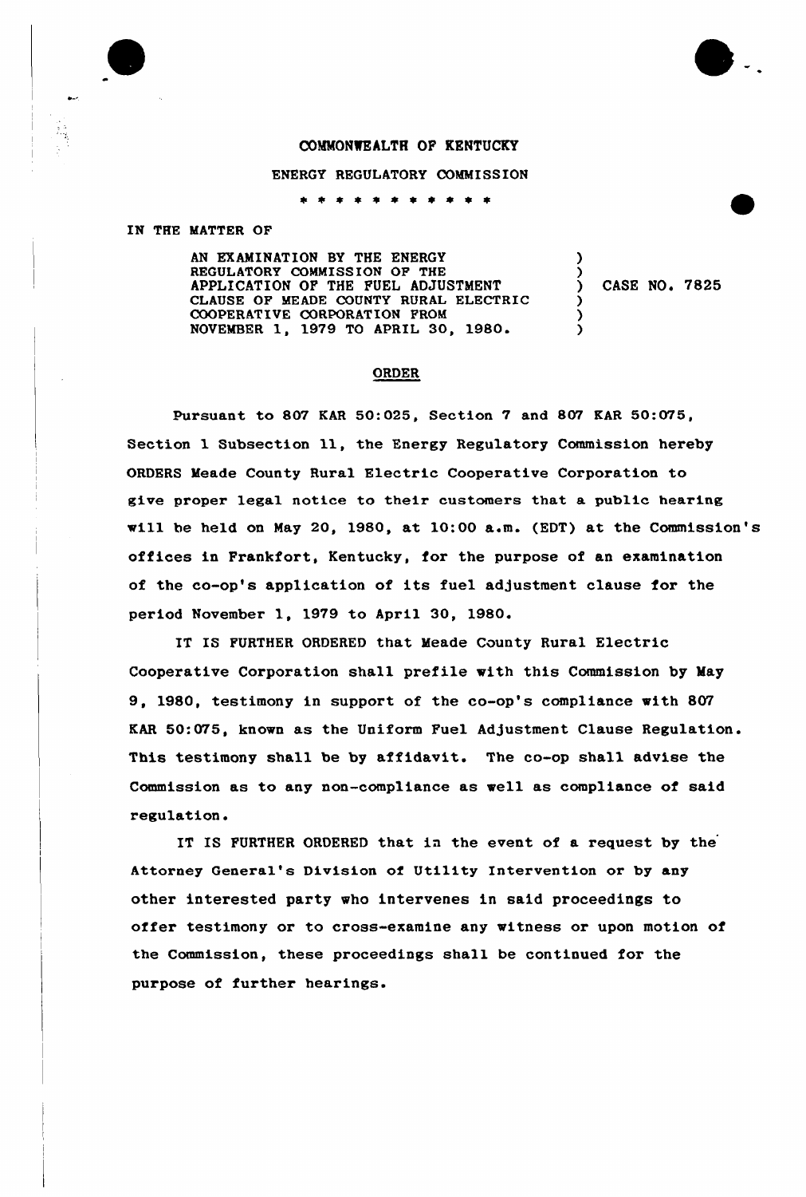# COMMONWEALTH OF KENTUCKY

## ENERGY REGULATORY COMMISSION

\* \* \* \* \* \* \* \* \* \* \*

IN THE MATTER OF

AN EXAMINATION BY THE ENERGY REGULATORY COMMISSION OF THE APPLICATION OF THE FUEL ADJUSTMENT CLAUSE OF MEADE COUNTY RURAL ELECTRIC COOPERATIVE CORPORATION FROM NOVEMBER 1, 1979 TO APRIL 30, 1980.

) CASE NO. 7825

## ORDER

Pursuant to 807 KAR 50:025, Section 7 and 807 KAR 50:075, Section 1 Subsection 11, the Energy Regulatory Commission hereby ORDERS Meade County Rural Electric Cooperative Corporation to give proper legal notice to their customers that a public hearing will be held on May 20, 1980, at 10:00 a.m. (EDT) at the Commission's offices in Frankfort, Kentucky, for the purpose of an examination of the co-op's application of its fuel adjustment clause for the period November 1, 1979 to April 30, 1980.

IT IS FURTHER ORDERED that Meade County Rural Electric Cooperative Corporation shall prefile with this Commission by May 9, 1980, testimony in support of the co-op's compliance with 807 KAR 50:075, known as the Uniform Fuel Adjustment Clause Regulation. This testimony shall be by affidavit. The co-op shall advise the Commission as to any non-compliance as well as compliance of said regulation.

IT IS FURTHER ORDERED that in the event of a request by the Attorney General's Division of Utility Intervention or by any other interested party who intervenes in said proceedings to offer testimony or to cross-examine any witness or upon motion of the Commission, these proceedings shall be continued for the purpose of further hearings.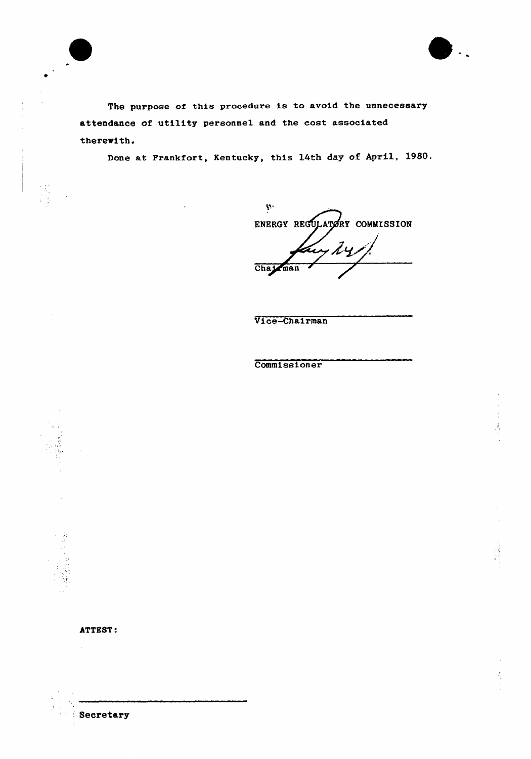The purpose of this procedure is to avoid the unnecessary attendance of utility personnel and the cost associated therewith.

Done at Frankfort, Kentucky, this 14th day of April, 1980.

ENERGY REGULATORY COMMISSION

Chairman

Vice-Chairman

Commissioner

ATTEST:

Secretary